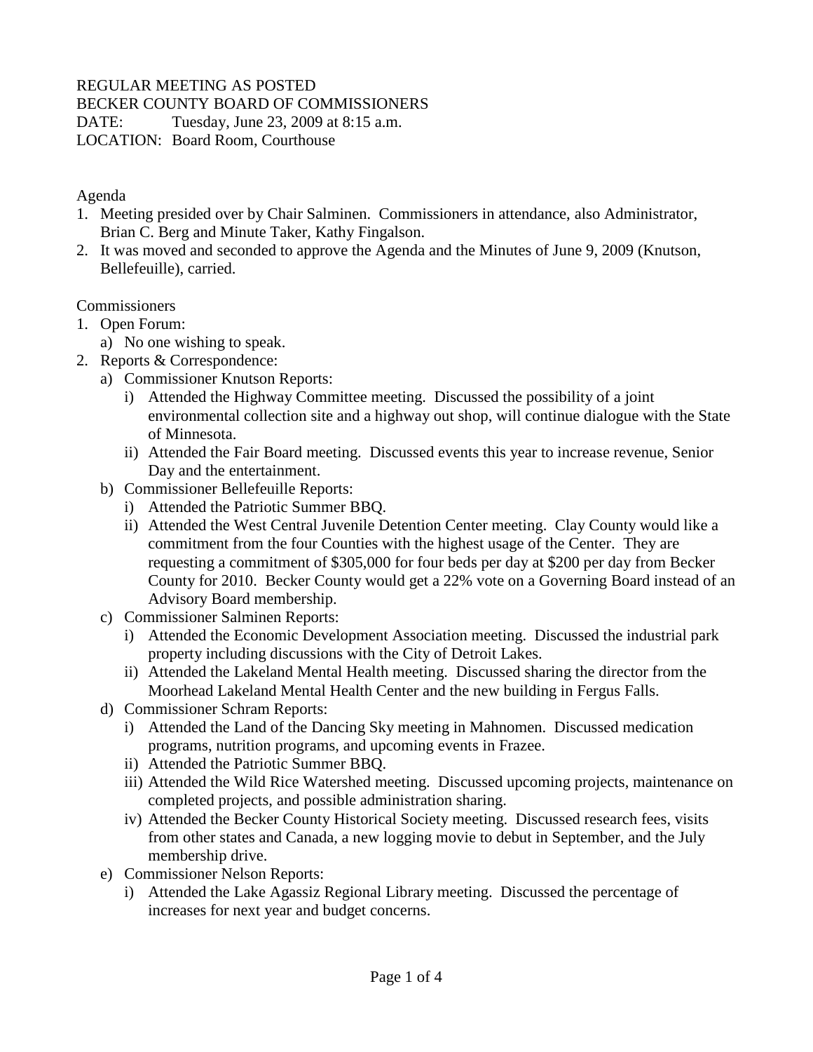REGULAR MEETING AS POSTED
BECKER COUNTY BOARD OF COMMISSIONERS
DATE: Tuesday, June 23, 2009 at 8:15 a.m.
LOCATION: Board Room, Courthouse

Agenda

1. Meeting presided over by Chair Salminen. Commissioners in attendance, also Administrator, Brian C. Berg and Minute Taker, Kathy Fingalson.
2. It was moved and seconded to approve the Agenda and the Minutes of June 9, 2009 (Knutson, Bellefeuille), carried.

Commissioners

1. Open Forum:
   a) No one wishing to speak.
2. Reports & Correspondence:
   a) Commissioner Knutson Reports:
      i) Attended the Highway Committee meeting. Discussed the possibility of a joint environmental collection site and a highway out shop, will continue dialogue with the State of Minnesota.
      ii) Attended the Fair Board meeting. Discussed events this year to increase revenue, Senior Day and the entertainment.
   b) Commissioner Bellefeuille Reports:
      i) Attended the Patriotic Summer BBQ.
      ii) Attended the West Central Juvenile Detention Center meeting. Clay County would like a commitment from the four Counties with the highest usage of the Center. They are requesting a commitment of $305,000 for four beds per day at $200 per day from Becker County for 2010. Becker County would get a 22% vote on a Governing Board instead of an Advisory Board membership.
   c) Commissioner Salminen Reports:
      i) Attended the Economic Development Association meeting. Discussed the industrial park property including discussions with the City of Detroit Lakes.
      ii) Attended the Lakeland Mental Health meeting. Discussed sharing the director from the Moorhead Lakeland Mental Health Center and the new building in Fergus Falls.
   d) Commissioner Schram Reports:
      i) Attended the Land of the Dancing Sky meeting in Mahnomen. Discussed medication programs, nutrition programs, and upcoming events in Frazee.
      ii) Attended the Patriotic Summer BBQ.
      iii) Attended the Wild Rice Watershed meeting. Discussed upcoming projects, maintenance on completed projects, and possible administration sharing.
      iv) Attended the Becker County Historical Society meeting. Discussed research fees, visits from other states and Canada, a new logging movie to debut in September, and the July membership drive.
   e) Commissioner Nelson Reports:
      i) Attended the Lake Agassiz Regional Library meeting. Discussed the percentage of increases for next year and budget concerns.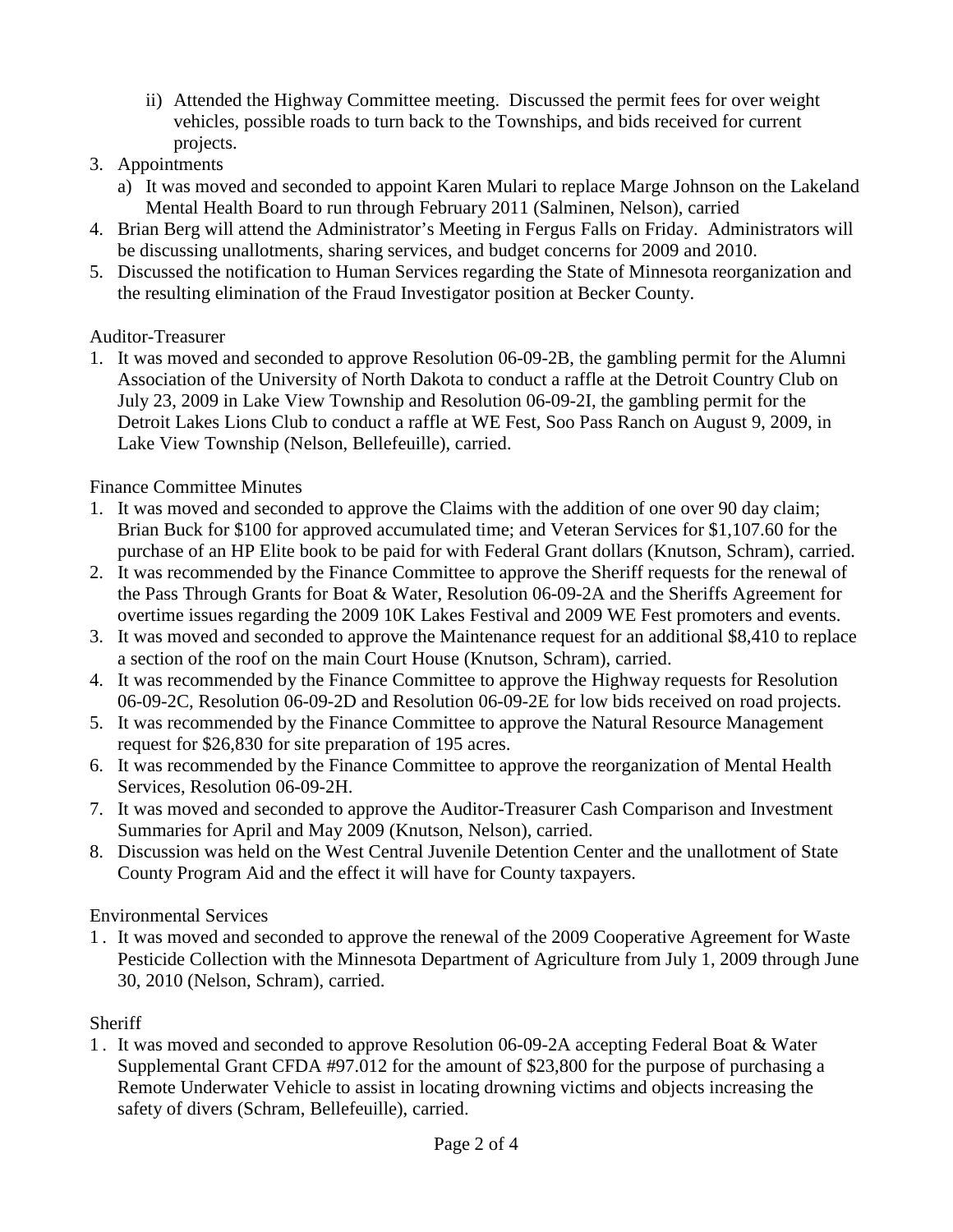ii) Attended the Highway Committee meeting. Discussed the permit fees for over weight vehicles, possible roads to turn back to the Townships, and bids received for current projects.

3. Appointments
   a) It was moved and seconded to appoint Karen Mulari to replace Marge Johnson on the Lakeland Mental Health Board to run through February 2011 (Salminen, Nelson), carried
4. Brian Berg will attend the Administrator's Meeting in Fergus Falls on Friday. Administrators will be discussing unallotments, sharing services, and budget concerns for 2009 and 2010.
5. Discussed the notification to Human Services regarding the State of Minnesota reorganization and the resulting elimination of the Fraud Investigator position at Becker County.

Auditor-Treasurer

1. It was moved and seconded to approve Resolution 06-09-2B, the gambling permit for the Alumni Association of the University of North Dakota to conduct a raffle at the Detroit Country Club on July 23, 2009 in Lake View Township and Resolution 06-09-2I, the gambling permit for the Detroit Lakes Lions Club to conduct a raffle at WE Fest, Soo Pass Ranch on August 9, 2009, in Lake View Township (Nelson, Bellefeuille), carried.

Finance Committee Minutes

1. It was moved and seconded to approve the Claims with the addition of one over 90 day claim; Brian Buck for $100 for approved accumulated time; and Veteran Services for $1,107.60 for the purchase of an HP Elite book to be paid for with Federal Grant dollars (Knutson, Schram), carried.
2. It was recommended by the Finance Committee to approve the Sheriff requests for the renewal of the Pass Through Grants for Boat & Water, Resolution 06-09-2A and the Sheriffs Agreement for overtime issues regarding the 2009 10K Lakes Festival and 2009 WE Fest promoters and events.
3. It was moved and seconded to approve the Maintenance request for an additional $8,410 to replace a section of the roof on the main Court House (Knutson, Schram), carried.
4. It was recommended by the Finance Committee to approve the Highway requests for Resolution 06-09-2C, Resolution 06-09-2D and Resolution 06-09-2E for low bids received on road projects.
5. It was recommended by the Finance Committee to approve the Natural Resource Management request for $26,830 for site preparation of 195 acres.
6. It was recommended by the Finance Committee to approve the reorganization of Mental Health Services, Resolution 06-09-2H.
7. It was moved and seconded to approve the Auditor-Treasurer Cash Comparison and Investment Summaries for April and May 2009 (Knutson, Nelson), carried.
8. Discussion was held on the West Central Juvenile Detention Center and the unallotment of State County Program Aid and the effect it will have for County taxpayers.

Environmental Services

1. It was moved and seconded to approve the renewal of the 2009 Cooperative Agreement for Waste Pesticide Collection with the Minnesota Department of Agriculture from July 1, 2009 through June 30, 2010 (Nelson, Schram), carried.

Sheriff

1. It was moved and seconded to approve Resolution 06-09-2A accepting Federal Boat & Water Supplemental Grant CFDA #97.012 for the amount of $23,800 for the purpose of purchasing a Remote Underwater Vehicle to assist in locating drowning victims and objects increasing the safety of divers (Schram, Bellefeuille), carried.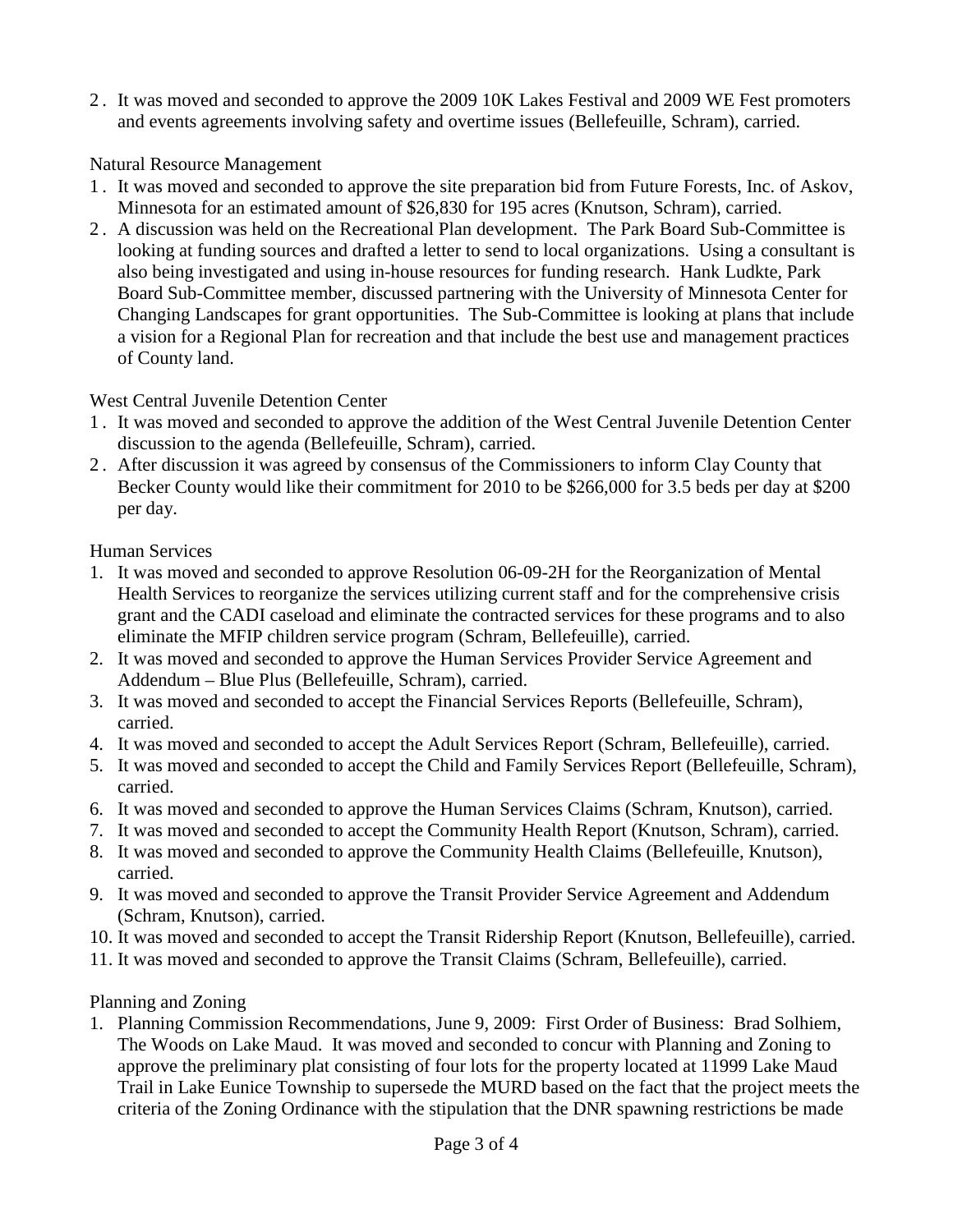2. It was moved and seconded to approve the 2009 10K Lakes Festival and 2009 WE Fest promoters and events agreements involving safety and overtime issues (Bellefeuille, Schram), carried.

Natural Resource Management

1. It was moved and seconded to approve the site preparation bid from Future Forests, Inc. of Askov, Minnesota for an estimated amount of $26,830 for 195 acres (Knutson, Schram), carried.
2. A discussion was held on the Recreational Plan development. The Park Board Sub-Committee is looking at funding sources and drafted a letter to send to local organizations. Using a consultant is also being investigated and using in-house resources for funding research. Hank Ludkte, Park Board Sub-Committee member, discussed partnering with the University of Minnesota Center for Changing Landscapes for grant opportunities. The Sub-Committee is looking at plans that include a vision for a Regional Plan for recreation and that include the best use and management practices of County land.

West Central Juvenile Detention Center

1. It was moved and seconded to approve the addition of the West Central Juvenile Detention Center discussion to the agenda (Bellefeuille, Schram), carried.
2. After discussion it was agreed by consensus of the Commissioners to inform Clay County that Becker County would like their commitment for 2010 to be $266,000 for 3.5 beds per day at $200 per day.

Human Services

1. It was moved and seconded to approve Resolution 06-09-2H for the Reorganization of Mental Health Services to reorganize the services utilizing current staff and for the comprehensive crisis grant and the CADI caseload and eliminate the contracted services for these programs and to also eliminate the MFIP children service program (Schram, Bellefeuille), carried.
2. It was moved and seconded to approve the Human Services Provider Service Agreement and Addendum – Blue Plus (Bellefeuille, Schram), carried.
3. It was moved and seconded to accept the Financial Services Reports (Bellefeuille, Schram), carried.
4. It was moved and seconded to accept the Adult Services Report (Schram, Bellefeuille), carried.
5. It was moved and seconded to accept the Child and Family Services Report (Bellefeuille, Schram), carried.
6. It was moved and seconded to approve the Human Services Claims (Schram, Knutson), carried.
7. It was moved and seconded to accept the Community Health Report (Knutson, Schram), carried.
8. It was moved and seconded to approve the Community Health Claims (Bellefeuille, Knutson), carried.
9. It was moved and seconded to approve the Transit Provider Service Agreement and Addendum (Schram, Knutson), carried.
10. It was moved and seconded to accept the Transit Ridership Report (Knutson, Bellefeuille), carried.
11. It was moved and seconded to approve the Transit Claims (Schram, Bellefeuille), carried.

Planning and Zoning

1. Planning Commission Recommendations, June 9, 2009: First Order of Business: Brad Solhiem, The Woods on Lake Maud. It was moved and seconded to concur with Planning and Zoning to approve the preliminary plat consisting of four lots for the property located at 11999 Lake Maud Trail in Lake Eunice Township to supersede the MURD based on the fact that the project meets the criteria of the Zoning Ordinance with the stipulation that the DNR spawning restrictions be made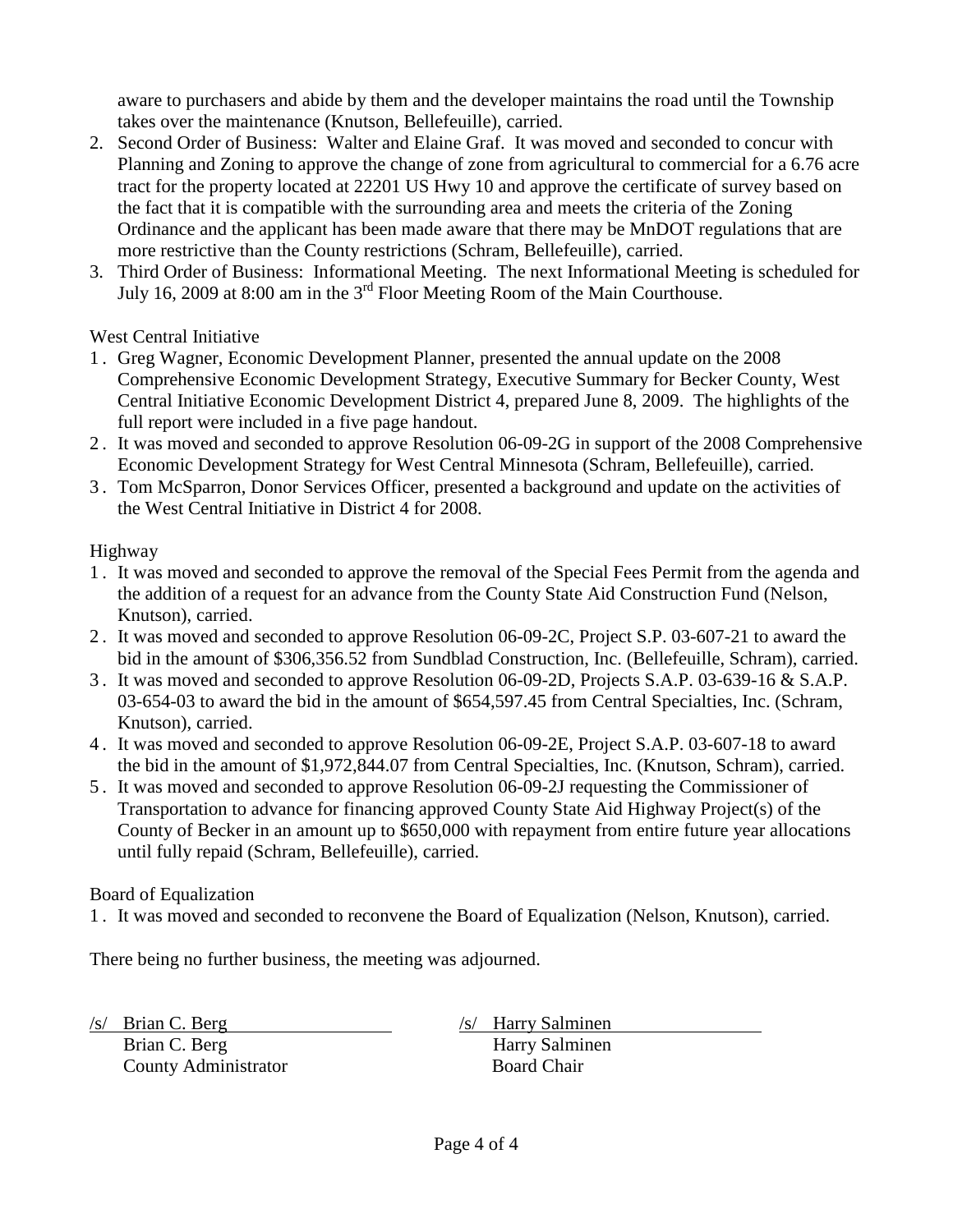aware to purchasers and abide by them and the developer maintains the road until the Township takes over the maintenance (Knutson, Bellefeuille), carried.

2. Second Order of Business: Walter and Elaine Graf. It was moved and seconded to concur with Planning and Zoning to approve the change of zone from agricultural to commercial for a 6.76 acre tract for the property located at 22201 US Hwy 10 and approve the certificate of survey based on the fact that it is compatible with the surrounding area and meets the criteria of the Zoning Ordinance and the applicant has been made aware that there may be MnDOT regulations that are more restrictive than the County restrictions (Schram, Bellefeuille), carried.
3. Third Order of Business: Informational Meeting. The next Informational Meeting is scheduled for July 16, 2009 at 8:00 am in the 3rd Floor Meeting Room of the Main Courthouse.

West Central Initiative

1. Greg Wagner, Economic Development Planner, presented the annual update on the 2008 Comprehensive Economic Development Strategy, Executive Summary for Becker County, West Central Initiative Economic Development District 4, prepared June 8, 2009. The highlights of the full report were included in a five page handout.
2. It was moved and seconded to approve Resolution 06-09-2G in support of the 2008 Comprehensive Economic Development Strategy for West Central Minnesota (Schram, Bellefeuille), carried.
3. Tom McSparron, Donor Services Officer, presented a background and update on the activities of the West Central Initiative in District 4 for 2008.

Highway

1. It was moved and seconded to approve the removal of the Special Fees Permit from the agenda and the addition of a request for an advance from the County State Aid Construction Fund (Nelson, Knutson), carried.
2. It was moved and seconded to approve Resolution 06-09-2C, Project S.P. 03-607-21 to award the bid in the amount of $306,356.52 from Sundblad Construction, Inc. (Bellefeuille, Schram), carried.
3. It was moved and seconded to approve Resolution 06-09-2D, Projects S.A.P. 03-639-16 & S.A.P. 03-654-03 to award the bid in the amount of $654,597.45 from Central Specialties, Inc. (Schram, Knutson), carried.
4. It was moved and seconded to approve Resolution 06-09-2E, Project S.A.P. 03-607-18 to award the bid in the amount of $1,972,844.07 from Central Specialties, Inc. (Knutson, Schram), carried.
5. It was moved and seconded to approve Resolution 06-09-2J requesting the Commissioner of Transportation to advance for financing approved County State Aid Highway Project(s) of the County of Becker in an amount up to $650,000 with repayment from entire future year allocations until fully repaid (Schram, Bellefeuille), carried.

Board of Equalization

1. It was moved and seconded to reconvene the Board of Equalization (Nelson, Knutson), carried.

There being no further business, the meeting was adjourned.

/s/ Brian C. Berg
Brian C. Berg
County Administrator

/s/ Harry Salminen
Harry Salminen
Board Chair